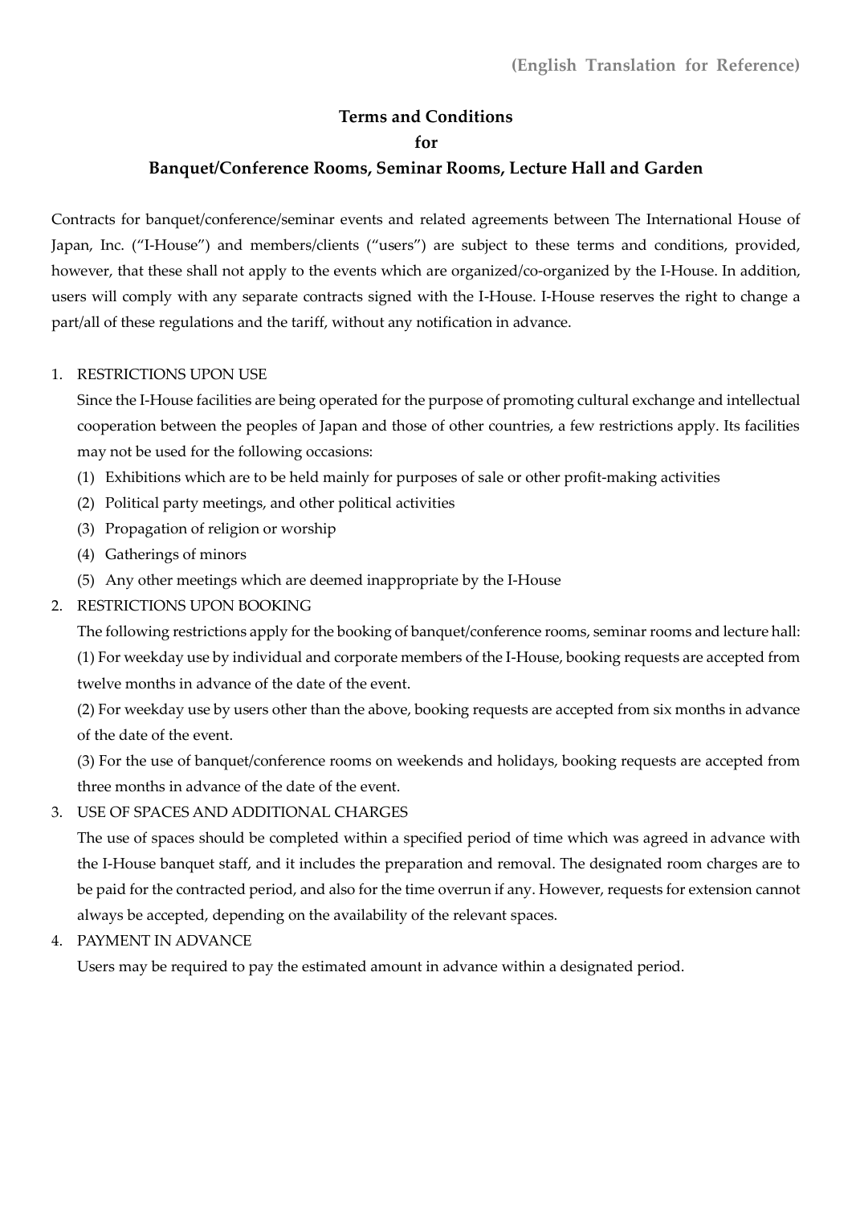**(English Translation for Reference)**

# Terms and Conditions for Banquet/Conference Rooms, Seminar Rooms, Lecture Hall and Garden

Contracts for banquet/conference/seminar events and related agreements between The International House of Japan, Inc. ("I-House") and members/clients ("users") are subject to these terms and conditions, provided, however, that these shall not apply to the events which are organized/co-organized by the I-House. In addition, users will comply with any separate contracts signed with the I-House. I-House reserves the right to change a part/all of these regulations and the tariff, without any notification in advance.

1. RESTRICTIONS UPON USE

   Since the I-House facilities are being operated for the purpose of promoting cultural exchange and intellectual cooperation between the peoples of Japan and those of other countries, a few restrictions apply. Its facilities may not be used for the following occasions:

   (1) Exhibitions which are to be held mainly for purposes of sale or other profit-making activities
   (2) Political party meetings, and other political activities
   (3) Propagation of religion or worship
   (4) Gatherings of minors
   (5) Any other meetings which are deemed inappropriate by the I-House

2. RESTRICTIONS UPON BOOKING

   The following restrictions apply for the booking of banquet/conference rooms, seminar rooms and lecture hall:

   (1) For weekday use by individual and corporate members of the I-House, booking requests are accepted from twelve months in advance of the date of the event.

   (2) For weekday use by users other than the above, booking requests are accepted from six months in advance of the date of the event.

   (3) For the use of banquet/conference rooms on weekends and holidays, booking requests are accepted from three months in advance of the date of the event.

3. USE OF SPACES AND ADDITIONAL CHARGES

   The use of spaces should be completed within a specified period of time which was agreed in advance with the I-House banquet staff, and it includes the preparation and removal. The designated room charges are to be paid for the contracted period, and also for the time overrun if any. However, requests for extension cannot always be accepted, depending on the availability of the relevant spaces.

4. PAYMENT IN ADVANCE

   Users may be required to pay the estimated amount in advance within a designated period.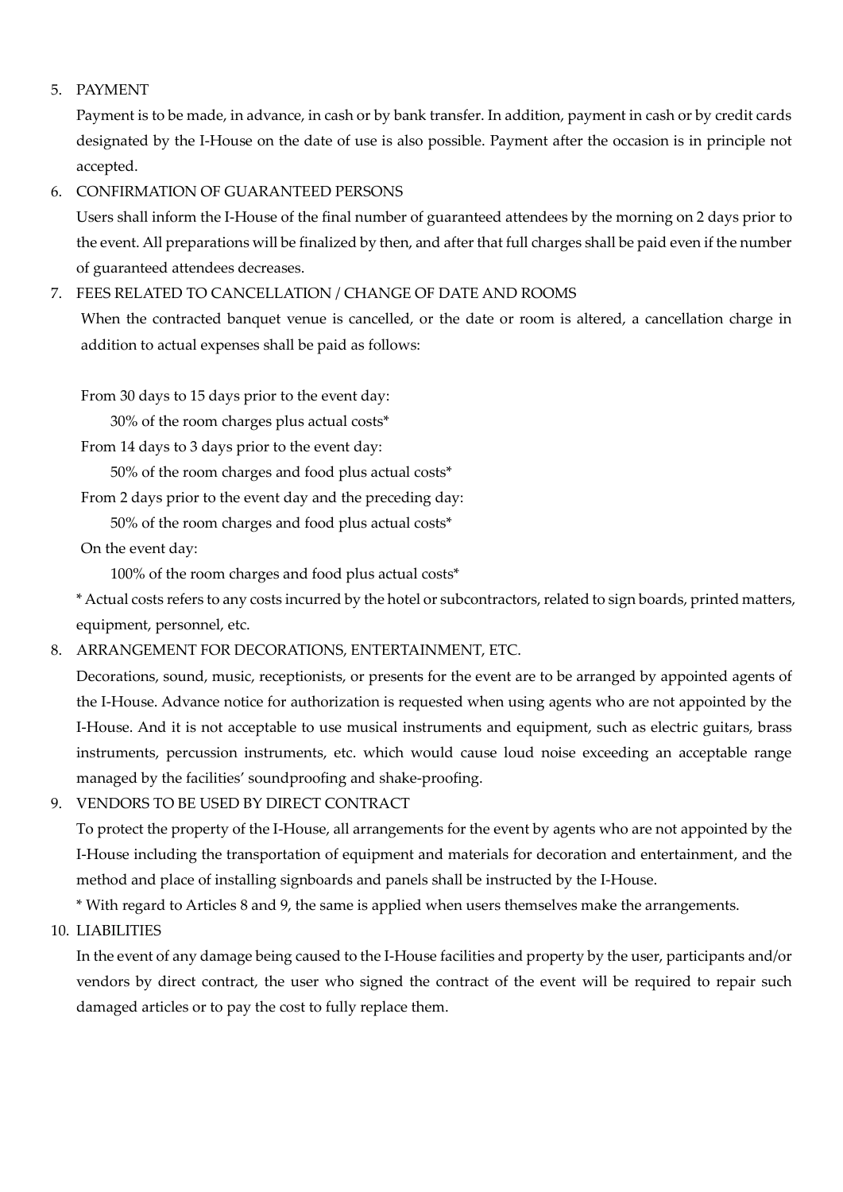5. PAYMENT

   Payment is to be made, in advance, in cash or by bank transfer. In addition, payment in cash or by credit cards designated by the I-House on the date of use is also possible. Payment after the occasion is in principle not accepted.

6. CONFIRMATION OF GUARANTEED PERSONS

   Users shall inform the I-House of the final number of guaranteed attendees by the morning on 2 days prior to the event. All preparations will be finalized by then, and after that full charges shall be paid even if the number of guaranteed attendees decreases.

7. FEES RELATED TO CANCELLATION / CHANGE OF DATE AND ROOMS

   When the contracted banquet venue is cancelled, or the date or room is altered, a cancellation charge in addition to actual expenses shall be paid as follows:

   From 30 days to 15 days prior to the event day:
   
   30% of the room charges plus actual costs*
   
   From 14 days to 3 days prior to the event day:
   
   50% of the room charges and food plus actual costs*
   
   From 2 days prior to the event day and the preceding day:
   
   50% of the room charges and food plus actual costs*
   
   On the event day:
   
   100% of the room charges and food plus actual costs*

   * Actual costs refers to any costs incurred by the hotel or subcontractors, related to sign boards, printed matters, equipment, personnel, etc.

8. ARRANGEMENT FOR DECORATIONS, ENTERTAINMENT, ETC.

   Decorations, sound, music, receptionists, or presents for the event are to be arranged by appointed agents of the I-House. Advance notice for authorization is requested when using agents who are not appointed by the I-House. And it is not acceptable to use musical instruments and equipment, such as electric guitars, brass instruments, percussion instruments, etc. which would cause loud noise exceeding an acceptable range managed by the facilities' soundproofing and shake-proofing.

9. VENDORS TO BE USED BY DIRECT CONTRACT

   To protect the property of the I-House, all arrangements for the event by agents who are not appointed by the I-House including the transportation of equipment and materials for decoration and entertainment, and the method and place of installing signboards and panels shall be instructed by the I-House.

   * With regard to Articles 8 and 9, the same is applied when users themselves make the arrangements.

10. LIABILITIES

    In the event of any damage being caused to the I-House facilities and property by the user, participants and/or vendors by direct contract, the user who signed the contract of the event will be required to repair such damaged articles or to pay the cost to fully replace them.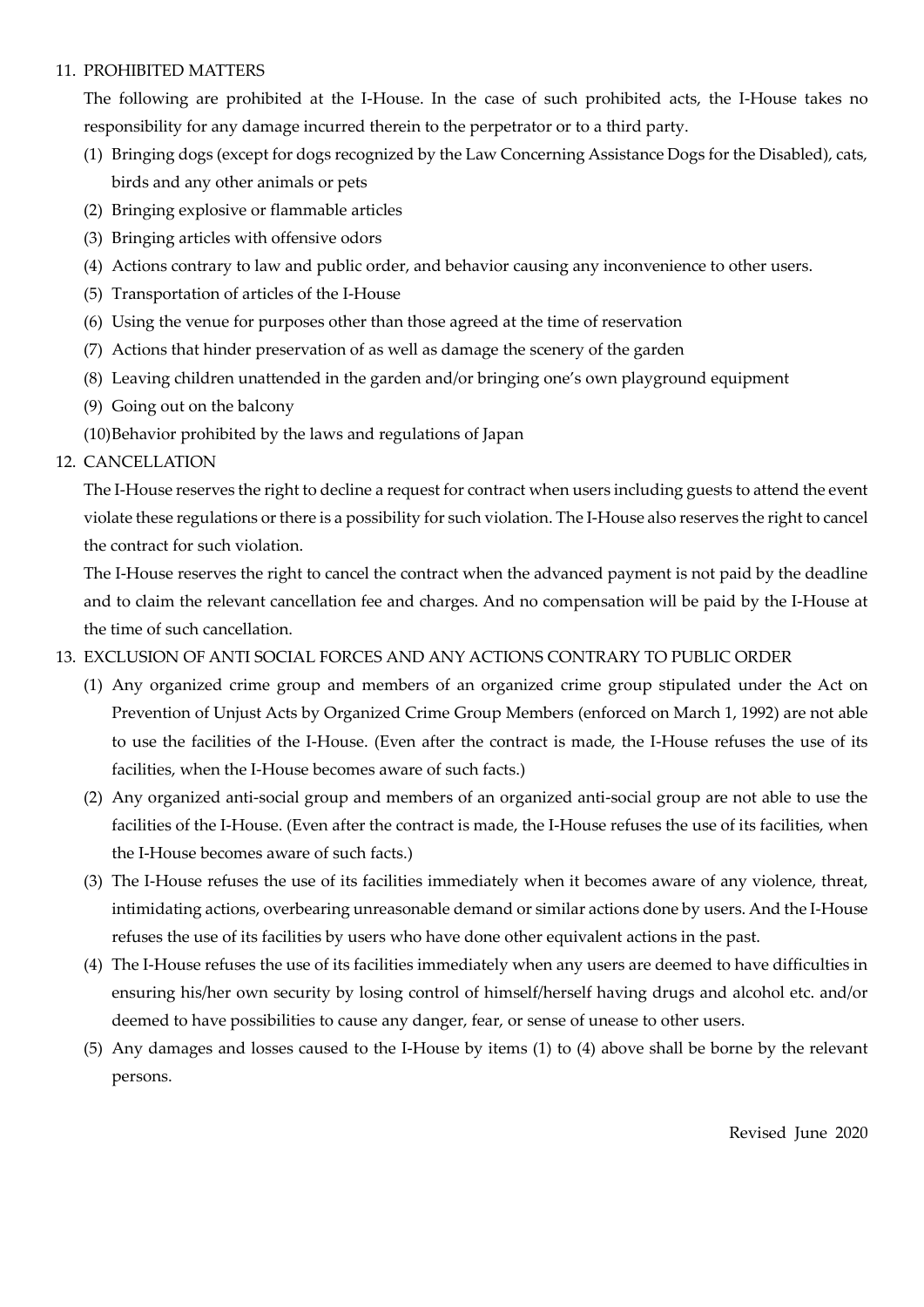## 11. PROHIBITED MATTERS

The following are prohibited at the I-House. In the case of such prohibited acts, the I-House takes no responsibility for any damage incurred therein to the perpetrator or to a third party.

(1) Bringing dogs (except for dogs recognized by the Law Concerning Assistance Dogs for the Disabled), cats, birds and any other animals or pets

(2) Bringing explosive or flammable articles

(3) Bringing articles with offensive odors

(4) Actions contrary to law and public order, and behavior causing any inconvenience to other users.

(5) Transportation of articles of the I-House

(6) Using the venue for purposes other than those agreed at the time of reservation

(7) Actions that hinder preservation of as well as damage the scenery of the garden

(8) Leaving children unattended in the garden and/or bringing one's own playground equipment

(9) Going out on the balcony

(10) Behavior prohibited by the laws and regulations of Japan

## 12. CANCELLATION

The I-House reserves the right to decline a request for contract when users including guests to attend the event violate these regulations or there is a possibility for such violation. The I-House also reserves the right to cancel the contract for such violation.

The I-House reserves the right to cancel the contract when the advanced payment is not paid by the deadline and to claim the relevant cancellation fee and charges. And no compensation will be paid by the I-House at the time of such cancellation.

## 13. EXCLUSION OF ANTI SOCIAL FORCES AND ANY ACTIONS CONTRARY TO PUBLIC ORDER

(1) Any organized crime group and members of an organized crime group stipulated under the Act on Prevention of Unjust Acts by Organized Crime Group Members (enforced on March 1, 1992) are not able to use the facilities of the I-House. (Even after the contract is made, the I-House refuses the use of its facilities, when the I-House becomes aware of such facts.)

(2) Any organized anti-social group and members of an organized anti-social group are not able to use the facilities of the I-House. (Even after the contract is made, the I-House refuses the use of its facilities, when the I-House becomes aware of such facts.)

(3) The I-House refuses the use of its facilities immediately when it becomes aware of any violence, threat, intimidating actions, overbearing unreasonable demand or similar actions done by users. And the I-House refuses the use of its facilities by users who have done other equivalent actions in the past.

(4) The I-House refuses the use of its facilities immediately when any users are deemed to have difficulties in ensuring his/her own security by losing control of himself/herself having drugs and alcohol etc. and/or deemed to have possibilities to cause any danger, fear, or sense of unease to other users.

(5) Any damages and losses caused to the I-House by items (1) to (4) above shall be borne by the relevant persons.

Revised June 2020